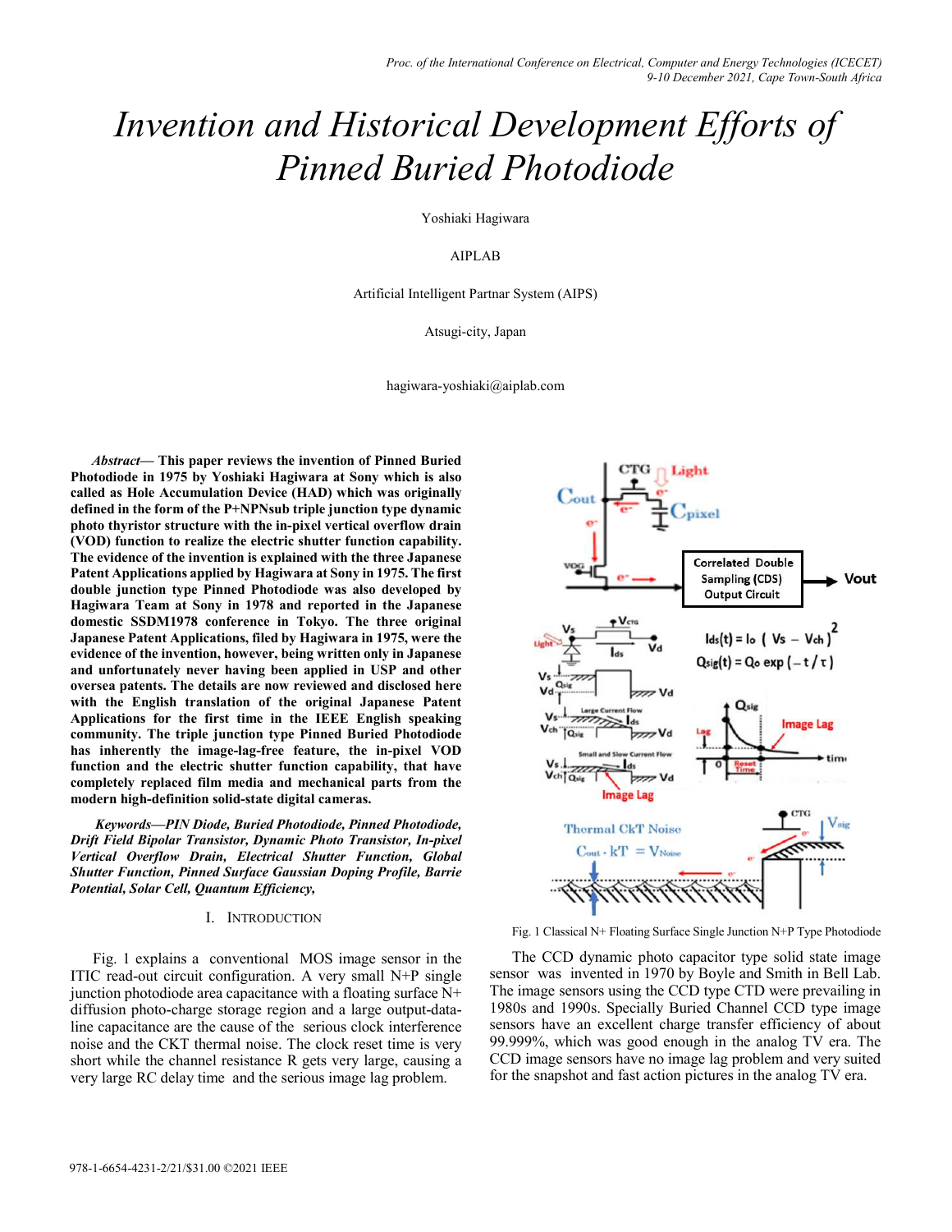# Invention and Historical Development Efforts of Pinned Buried Photodiode

Yoshiaki Hagiwara

AIPLAB

Artificial Intelligent Partnar System (AIPS)

Atsugi-city, Japan

hagiwara-yoshiaki@aiplab.com

***Abstract*— This paper reviews the invention of Pinned Buried Photodiode in 1975 by Yoshiaki Hagiwara at Sony which is also called as Hole Accumulation Device (HAD) which was originally defined in the form of the P+NPNsub triple junction type dynamic photo thyristor structure with the in-pixel vertical overflow drain (VOD) function to realize the electric shutter function capability. The evidence of the invention is explained with the three Japanese Patent Applications applied by Hagiwara at Sony in 1975. The first double junction type Pinned Photodiode was also developed by Hagiwara Team at Sony in 1978 and reported in the Japanese domestic SSDM1978 conference in Tokyo. The three original Japanese Patent Applications, filed by Hagiwara in 1975, were the evidence of the invention, however, being written only in Japanese and unfortunately never having been applied in USP and other oversea patents. The details are now reviewed and disclosed here with the English translation of the original Japanese Patent Applications for the first time in the IEEE English speaking community. The triple junction type Pinned Buried Photodiode has inherently the image-lag-free feature, the in-pixel VOD function and the electric shutter function capability, that have completely replaced film media and mechanical parts from the modern high-definition solid-state digital cameras.**

***Keywords—PIN Diode, Buried Photodiode, Pinned Photodiode, Drift Field Bipolar Transistor, Dynamic Photo Transistor, In-pixel Vertical Overflow Drain, Electrical Shutter Function, Global Shutter Function, Pinned Surface Gaussian Doping Profile, Barrie Potential, Solar Cell, Quantum Efficiency,***

## I. Introduction

Fig. 1 explains a conventional MOS image sensor in the ITIC read-out circuit configuration. A very small N+P single junction photodiode area capacitance with a floating surface N+ diffusion photo-charge storage region and a large output-data-line capacitance are the cause of the serious clock interference noise and the CKT thermal noise. The clock reset time is very short while the channel resistance R gets very large, causing a very large RC delay time and the serious image lag problem.

$$I_{ds}(t) = I_0 \left( V_s - V_{ch} \right)^2$$

$$Q_{sig}(t) = Q_0 \exp\left( -t / \tau \right)$$

$$C_{out} \cdot kT = V_{Noise}$$

Fig. 1 Classical N+ Floating Surface Single Junction N+P Type Photodiode

The CCD dynamic photo capacitor type solid state image sensor was invented in 1970 by Boyle and Smith in Bell Lab. The image sensors using the CCD type CTD were prevailing in 1980s and 1990s. Specially Buried Channel CCD type image sensors have an excellent charge transfer efficiency of about 99.999%, which was good enough in the analog TV era. The CCD image sensors have no image lag problem and very suited for the snapshot and fast action pictures in the analog TV era.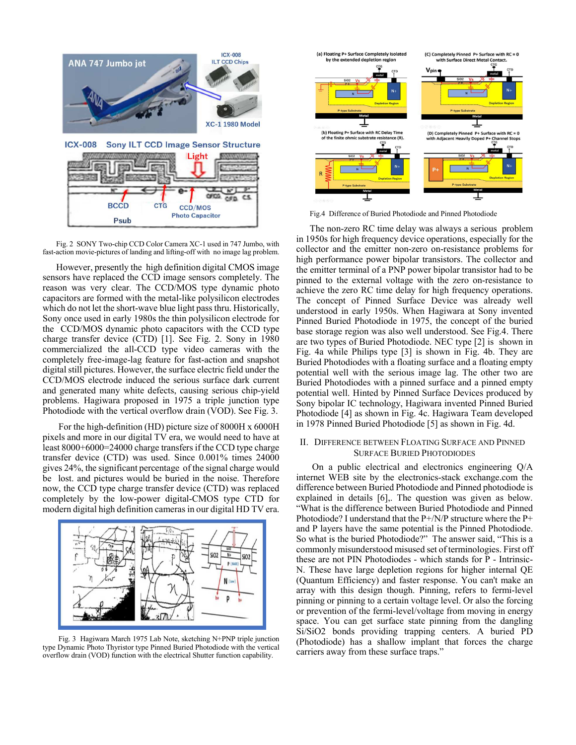Fig. 2 SONY Two-chip CCD Color Camera XC-1 used in 747 Jumbo, with fast-action movie-pictures of landing and lifting-off with no image lag problem.

However, presently the high definition digital CMOS image sensors have replaced the CCD image sensors completely. The reason was very clear. The CCD/MOS type dynamic photo capacitors are formed with the metal-like polysilicon electrodes which do not let the short-wave blue light pass thru. Historically, Sony once used in early 1980s the thin polysilicon electrode for the CCD/MOS dynamic photo capacitors with the CCD type charge transfer device (CTD) [1]. See Fig. 2. Sony in 1980 commercialized the all-CCD type video cameras with the completely free-image-lag feature for fast-action and snapshot digital still pictures. However, the surface electric field under the CCD/MOS electrode induced the serious surface dark current and generated many white defects, causing serious chip-yield problems. Hagiwara proposed in 1975 a triple junction type Photodiode with the vertical overflow drain (VOD). See Fig. 3.

For the high-definition (HD) picture size of 8000H x 6000H pixels and more in our digital TV era, we would need to have at least 8000+6000=24000 charge transfers if the CCD type charge transfer device (CTD) was used. Since 0.001% times 24000 gives 24%, the significant percentage of the signal charge would be lost. and pictures would be buried in the noise. Therefore now, the CCD type charge transfer device (CTD) was replaced completely by the low-power digital-CMOS type CTD for modern digital high definition cameras in our digital HD TV era.

Fig. 3 Hagiwara March 1975 Lab Note, sketching N+PNP triple junction type Dynamic Photo Thyristor type Pinned Buried Photodiode with the vertical overflow drain (VOD) function with the electrical Shutter function capability.

Fig.4 Difference of Buried Photodiode and Pinned Photodiode

The non-zero RC time delay was always a serious problem in 1950s for high frequency device operations, especially for the collector and the emitter non-zero on-resistance problems for high performance power bipolar transistors. The collector and the emitter terminal of a PNP power bipolar transistor had to be pinned to the external voltage with the zero on-resistance to achieve the zero RC time delay for high frequency operations. The concept of Pinned Surface Device was already well understood in early 1950s. When Hagiwara at Sony invented Pinned Buried Photodiode in 1975, the concept of the buried base storage region was also well understood. See Fig.4. There are two types of Buried Photodiode. NEC type [2] is shown in Fig. 4a while Philips type [3] is shown in Fig. 4b. They are Buried Photodiodes with a floating surface and a floating empty potential well with the serious image lag. The other two are Buried Photodiodes with a pinned surface and a pinned empty potential well. Hinted by Pinned Surface Devices produced by Sony bipolar IC technology, Hagiwara invented Pinned Buried Photodiode [4] as shown in Fig. 4c. Hagiwara Team developed in 1978 Pinned Buried Photodiode [5] as shown in Fig. 4d.

## II. Difference between Floating Surface and Pinned Surface Buried Photodiodes

On a public electrical and electronics engineering Q/A internet WEB site by the electronics-stack exchange.com the difference between Buried Photodiode and Pinned photodiode is explained in details [6],. The question was given as below. "What is the difference between Buried Photodiode and Pinned Photodiode? I understand that the P+/N/P structure where the P+ and P layers have the same potential is the Pinned Photodiode. So what is the buried Photodiode?" The answer said, "This is a commonly misunderstood misused set of terminologies. First off these are not PIN Photodiodes - which stands for P - Intrinsic-N. These have large depletion regions for higher internal QE (Quantum Efficiency) and faster response. You can't make an array with this design though. Pinning, refers to fermi-level pinning or pinning to a certain voltage level. Or also the forcing or prevention of the fermi-level/voltage from moving in energy space. You can get surface state pinning from the dangling Si/SiO2 bonds providing trapping centers. A buried PD (Photodiode) has a shallow implant that forces the charge carriers away from these surface traps."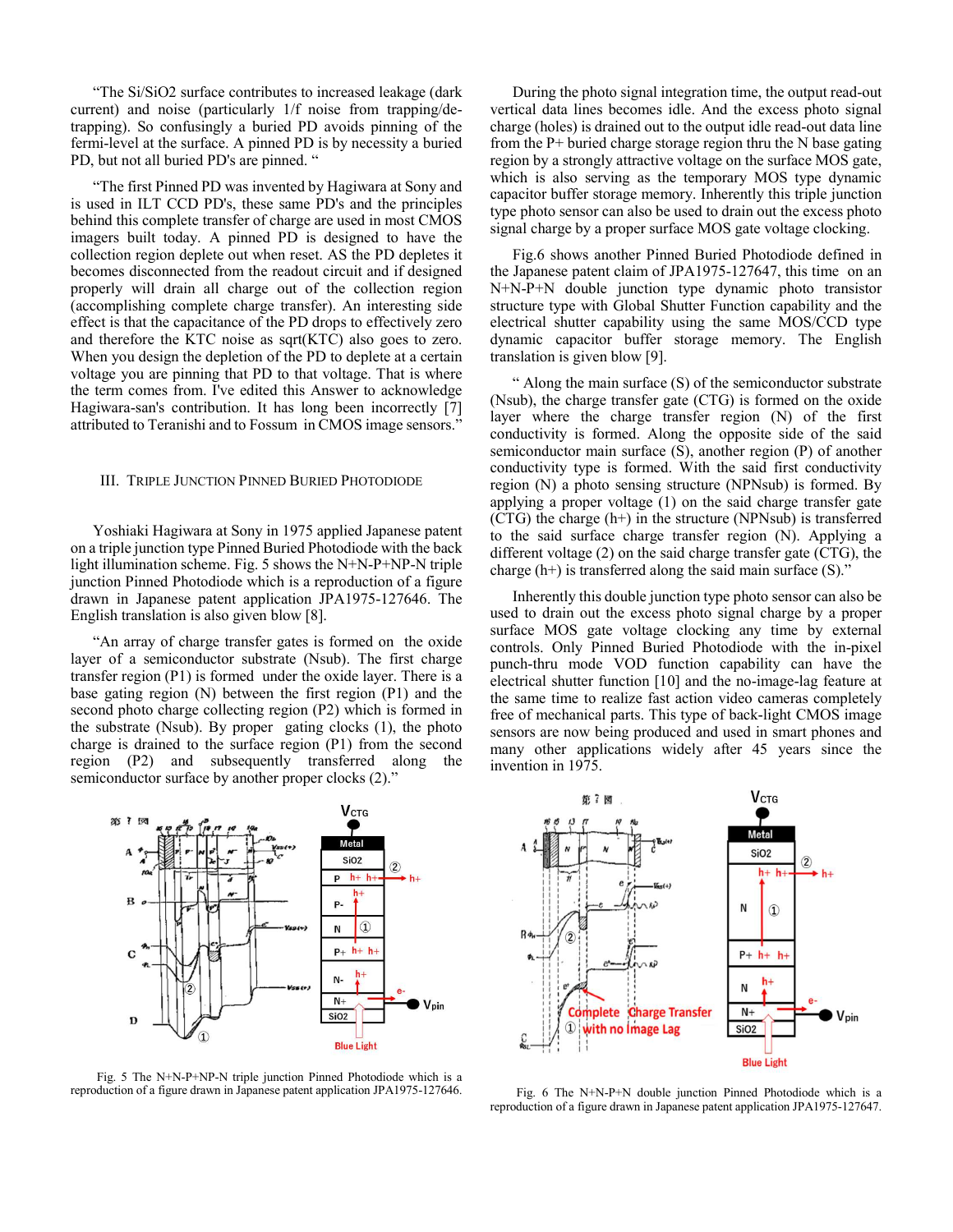"The Si/SiO2 surface contributes to increased leakage (dark current) and noise (particularly 1/f noise from trapping/de-trapping). So confusingly a buried PD avoids pinning of the fermi-level at the surface. A pinned PD is by necessity a buried PD, but not all buried PD's are pinned. "

"The first Pinned PD was invented by Hagiwara at Sony and is used in ILT CCD PD's, these same PD's and the principles behind this complete transfer of charge are used in most CMOS imagers built today. A pinned PD is designed to have the collection region deplete out when reset. AS the PD depletes it becomes disconnected from the readout circuit and if designed properly will drain all charge out of the collection region (accomplishing complete charge transfer). An interesting side effect is that the capacitance of the PD drops to effectively zero and therefore the KTC noise as sqrt(KTC) also goes to zero. When you design the depletion of the PD to deplete at a certain voltage you are pinning that PD to that voltage. That is where the term comes from. I've edited this Answer to acknowledge Hagiwara-san's contribution. It has long been incorrectly [7] attributed to Teranishi and to Fossum in CMOS image sensors."

## III. Triple Junction Pinned Buried Photodiode

Yoshiaki Hagiwara at Sony in 1975 applied Japanese patent on a triple junction type Pinned Buried Photodiode with the back light illumination scheme. Fig. 5 shows the N+N-P+NP-N triple junction Pinned Photodiode which is a reproduction of a figure drawn in Japanese patent application JPA1975-127646. The English translation is also given blow [8].

"An array of charge transfer gates is formed on the oxide layer of a semiconductor substrate (Nsub). The first charge transfer region (P1) is formed under the oxide layer. There is a base gating region (N) between the first region (P1) and the second photo charge collecting region (P2) which is formed in the substrate (Nsub). By proper gating clocks (1), the photo charge is drained to the surface region (P1) from the second region (P2) and subsequently transferred along the semiconductor surface by another proper clocks (2)."

Fig. 5 The N+N-P+NP-N triple junction Pinned Photodiode which is a reproduction of a figure drawn in Japanese patent application JPA1975-127646.

During the photo signal integration time, the output read-out vertical data lines becomes idle. And the excess photo signal charge (holes) is drained out to the output idle read-out data line from the P+ buried charge storage region thru the N base gating region by a strongly attractive voltage on the surface MOS gate, which is also serving as the temporary MOS type dynamic capacitor buffer storage memory. Inherently this triple junction type photo sensor can also be used to drain out the excess photo signal charge by a proper surface MOS gate voltage clocking.

Fig.6 shows another Pinned Buried Photodiode defined in the Japanese patent claim of JPA1975-127647, this time on an N+N-P+N double junction type dynamic photo transistor structure type with Global Shutter Function capability and the electrical shutter capability using the same MOS/CCD type dynamic capacitor buffer storage memory. The English translation is given blow [9].

" Along the main surface (S) of the semiconductor substrate (Nsub), the charge transfer gate (CTG) is formed on the oxide layer where the charge transfer region (N) of the first conductivity is formed. Along the opposite side of the said semiconductor main surface (S), another region (P) of another conductivity type is formed. With the said first conductivity region (N) a photo sensing structure (NPNsub) is formed. By applying a proper voltage (1) on the said charge transfer gate (CTG) the charge (h+) in the structure (NPNsub) is transferred to the said surface charge transfer region (N). Applying a different voltage (2) on the said charge transfer gate (CTG), the charge (h+) is transferred along the said main surface (S)."

Inherently this double junction type photo sensor can also be used to drain out the excess photo signal charge by a proper surface MOS gate voltage clocking any time by external controls. Only Pinned Buried Photodiode with the in-pixel punch-thru mode VOD function capability can have the electrical shutter function [10] and the no-image-lag feature at the same time to realize fast action video cameras completely free of mechanical parts. This type of back-light CMOS image sensors are now being produced and used in smart phones and many other applications widely after 45 years since the invention in 1975.

Fig. 6 The N+N-P+N double junction Pinned Photodiode which is a reproduction of a figure drawn in Japanese patent application JPA1975-127647.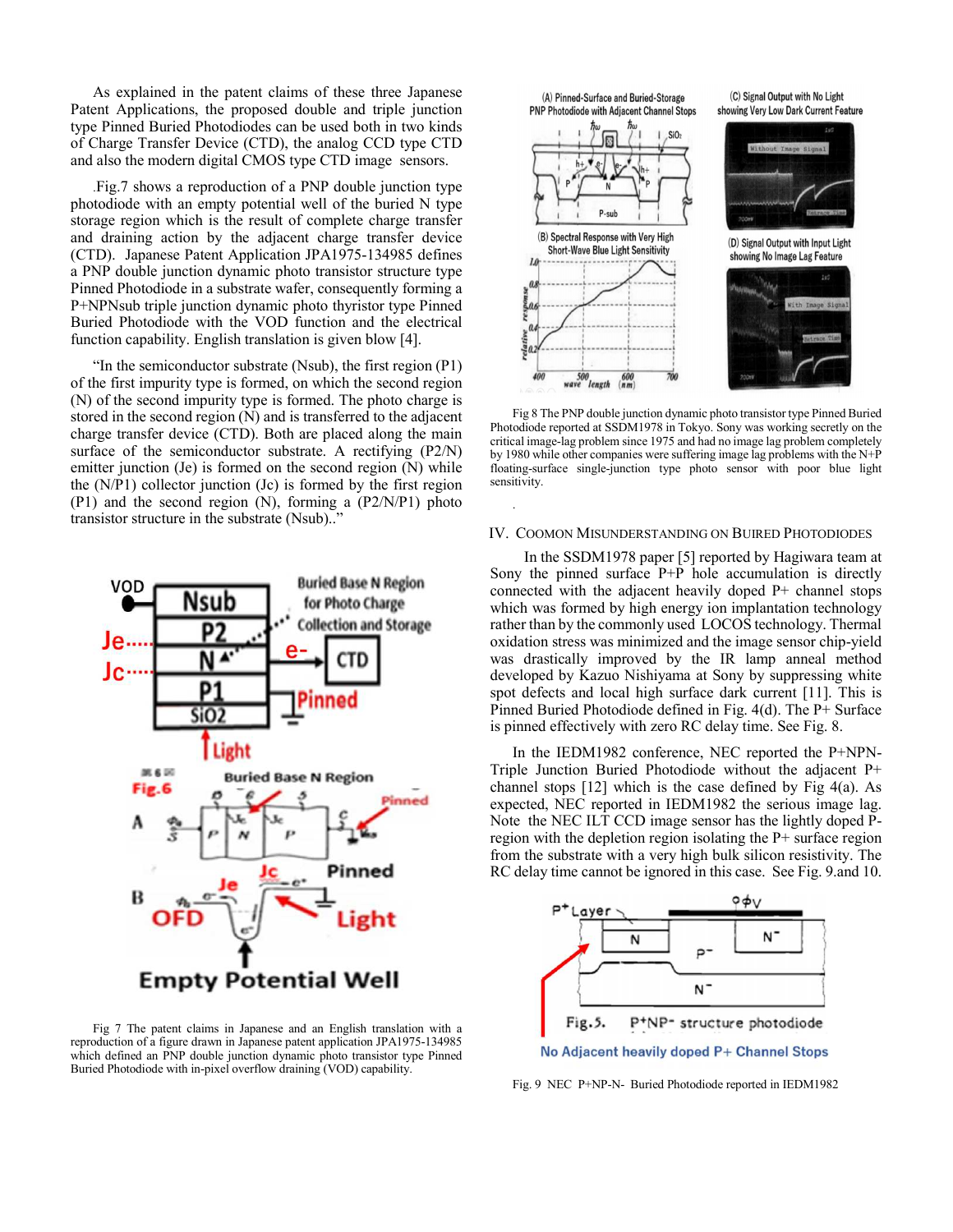As explained in the patent claims of these three Japanese Patent Applications, the proposed double and triple junction type Pinned Buried Photodiodes can be used both in two kinds of Charge Transfer Device (CTD), the analog CCD type CTD and also the modern digital CMOS type CTD image sensors.

.Fig.7 shows a reproduction of a PNP double junction type photodiode with an empty potential well of the buried N type storage region which is the result of complete charge transfer and draining action by the adjacent charge transfer device (CTD). Japanese Patent Application JPA1975-134985 defines a PNP double junction dynamic photo transistor structure type Pinned Photodiode in a substrate wafer, consequently forming a P+NPNsub triple junction dynamic photo thyristor type Pinned Buried Photodiode with the VOD function and the electrical function capability. English translation is given blow [4].

"In the semiconductor substrate (Nsub), the first region (P1) of the first impurity type is formed, on which the second region (N) of the second impurity type is formed. The photo charge is stored in the second region (N) and is transferred to the adjacent charge transfer device (CTD). Both are placed along the main surface of the semiconductor substrate. A rectifying (P2/N) emitter junction (Je) is formed on the second region (N) while the (N/P1) collector junction (Jc) is formed by the first region (P1) and the second region (N), forming a (P2/N/P1) photo transistor structure in the substrate (Nsub).."

Fig 7 The patent claims in Japanese and an English translation with a reproduction of a figure drawn in Japanese patent application JPA1975-134985 which defined an PNP double junction dynamic photo transistor type Pinned Buried Photodiode with in-pixel overflow draining (VOD) capability.

Fig 8 The PNP double junction dynamic photo transistor type Pinned Buried Photodiode reported at SSDM1978 in Tokyo. Sony was working secretly on the critical image-lag problem since 1975 and had no image lag problem completely by 1980 while other companies were suffering image lag problems with the N+P floating-surface single-junction type photo sensor with poor blue light sensitivity.

## IV. Coomon Misunderstanding on Buired Photodiodes

In the SSDM1978 paper [5] reported by Hagiwara team at Sony the pinned surface P+P hole accumulation is directly connected with the adjacent heavily doped P+ channel stops which was formed by high energy ion implantation technology rather than by the commonly used LOCOS technology. Thermal oxidation stress was minimized and the image sensor chip-yield was drastically improved by the IR lamp anneal method developed by Kazuo Nishiyama at Sony by suppressing white spot defects and local high surface dark current [11]. This is Pinned Buried Photodiode defined in Fig. 4(d). The P+ Surface is pinned effectively with zero RC delay time. See Fig. 8.

In the IEDM1982 conference, NEC reported the P+NPN-Triple Junction Buried Photodiode without the adjacent P+ channel stops [12] which is the case defined by Fig 4(a). As expected, NEC reported in IEDM1982 the serious image lag. Note the NEC ILT CCD image sensor has the lightly doped P-region with the depletion region isolating the P+ surface region from the substrate with a very high bulk silicon resistivity. The RC delay time cannot be ignored in this case. See Fig. 9.and 10.

Fig. 9 NEC P+NP-N- Buried Photodiode reported in IEDM1982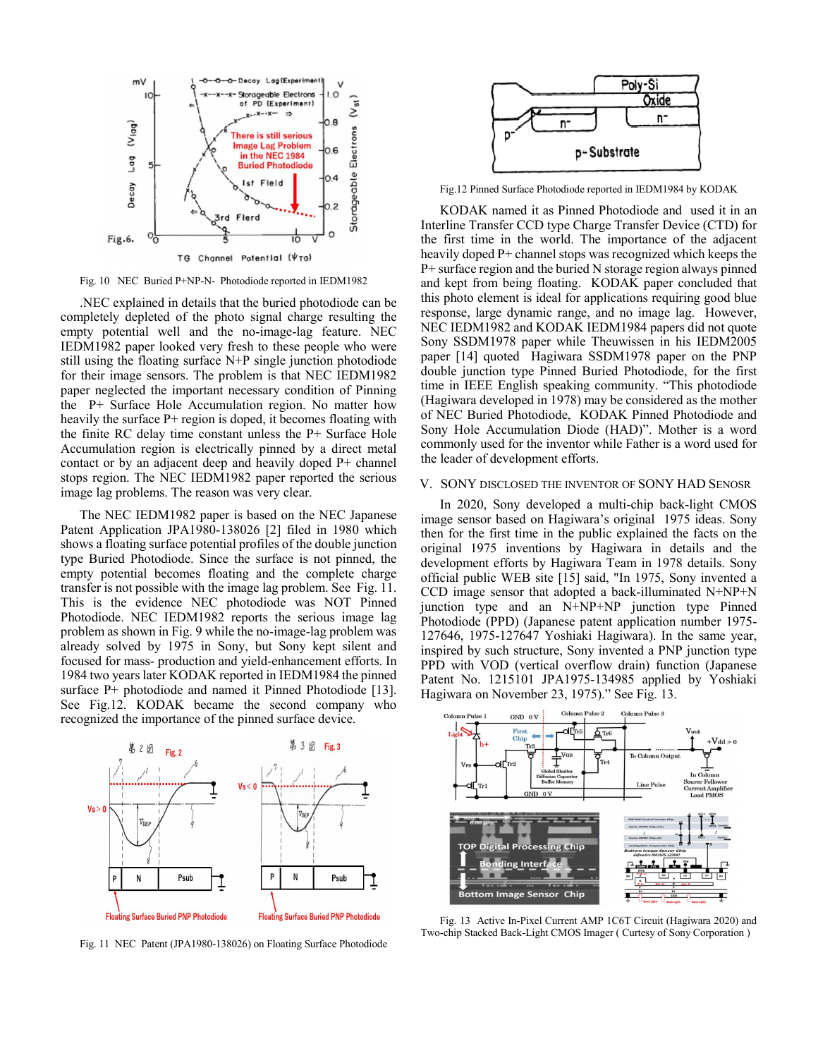Fig. 10 NEC Buried P+NP-N- Photodiode reported in IEDM1982

.NEC explained in details that the buried photodiode can be completely depleted of the photo signal charge resulting the empty potential well and the no-image-lag feature. NEC IEDM1982 paper looked very fresh to these people who were still using the floating surface N+P single junction photodiode for their image sensors. The problem is that NEC IEDM1982 paper neglected the important necessary condition of Pinning the P+ Surface Hole Accumulation region. No matter how heavily the surface P+ region is doped, it becomes floating with the finite RC delay time constant unless the P+ Surface Hole Accumulation region is electrically pinned by a direct metal contact or by an adjacent deep and heavily doped P+ channel stops region. The NEC IEDM1982 paper reported the serious image lag problems. The reason was very clear.

The NEC IEDM1982 paper is based on the NEC Japanese Patent Application JPA1980-138026 [2] filed in 1980 which shows a floating surface potential profiles of the double junction type Buried Photodiode. Since the surface is not pinned, the empty potential becomes floating and the complete charge transfer is not possible with the image lag problem. See Fig. 11. This is the evidence NEC photodiode was NOT Pinned Photodiode. NEC IEDM1982 reports the serious image lag problem as shown in Fig. 9 while the no-image-lag problem was already solved by 1975 in Sony, but Sony kept silent and focused for mass- production and yield-enhancement efforts. In 1984 two years later KODAK reported in IEDM1984 the pinned surface P+ photodiode and named it Pinned Photodiode [13]. See Fig.12. KODAK became the second company who recognized the importance of the pinned surface device.

Fig. 11 NEC Patent (JPA1980-138026) on Floating Surface Photodiode

Fig.12 Pinned Surface Photodiode reported in IEDM1984 by KODAK

KODAK named it as Pinned Photodiode and used it in an Interline Transfer CCD type Charge Transfer Device (CTD) for the first time in the world. The importance of the adjacent heavily doped P+ channel stops was recognized which keeps the P+ surface region and the buried N storage region always pinned and kept from being floating. KODAK paper concluded that this photo element is ideal for applications requiring good blue response, large dynamic range, and no image lag. However, NEC IEDM1982 and KODAK IEDM1984 papers did not quote Sony SSDM1978 paper while Theuwissen in his IEDM2005 paper [14] quoted Hagiwara SSDM1978 paper on the PNP double junction type Pinned Buried Photodiode, for the first time in IEEE English speaking community. "This photodiode (Hagiwara developed in 1978) may be considered as the mother of NEC Buried Photodiode, KODAK Pinned Photodiode and Sony Hole Accumulation Diode (HAD)". Mother is a word commonly used for the inventor while Father is a word used for the leader of development efforts.

## V. SONY DISCLOSED THE INVENTOR OF SONY HAD SENOSR

In 2020, Sony developed a multi-chip back-light CMOS image sensor based on Hagiwara's original 1975 ideas. Sony then for the first time in the public explained the facts on the original 1975 inventions by Hagiwara in details and the development efforts by Hagiwara Team in 1978 details. Sony official public WEB site [15] said, "In 1975, Sony invented a CCD image sensor that adopted a back-illuminated N+NP+N junction type and an N+NP+NP junction type Pinned Photodiode (PPD) (Japanese patent application number 1975-127646, 1975-127647 Yoshiaki Hagiwara). In the same year, inspired by such structure, Sony invented a PNP junction type PPD with VOD (vertical overflow drain) function (Japanese Patent No. 1215101 JPA1975-134985 applied by Yoshiaki Hagiwara on November 23, 1975)." See Fig. 13.

Fig. 13 Active In-Pixel Current AMP 1C6T Circuit (Hagiwara 2020) and Two-chip Stacked Back-Light CMOS Imager ( Curtesy of Sony Corporation )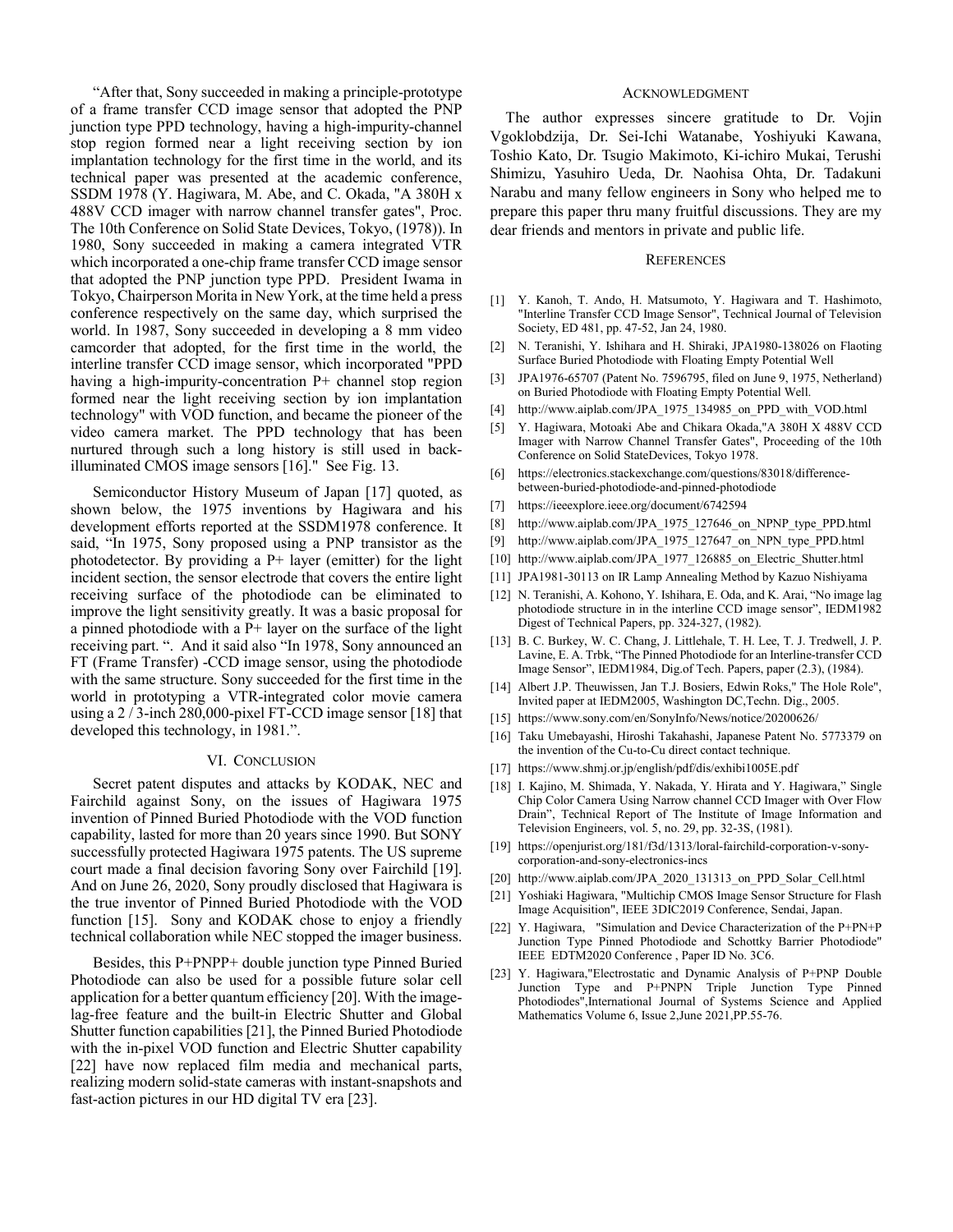"After that, Sony succeeded in making a principle-prototype of a frame transfer CCD image sensor that adopted the PNP junction type PPD technology, having a high-impurity-channel stop region formed near a light receiving section by ion implantation technology for the first time in the world, and its technical paper was presented at the academic conference, SSDM 1978 (Y. Hagiwara, M. Abe, and C. Okada, "A 380H x 488V CCD imager with narrow channel transfer gates", Proc. The 10th Conference on Solid State Devices, Tokyo, (1978)). In 1980, Sony succeeded in making a camera integrated VTR which incorporated a one-chip frame transfer CCD image sensor that adopted the PNP junction type PPD. President Iwama in Tokyo, Chairperson Morita in New York, at the time held a press conference respectively on the same day, which surprised the world. In 1987, Sony succeeded in developing a 8 mm video camcorder that adopted, for the first time in the world, the interline transfer CCD image sensor, which incorporated "PPD having a high-impurity-concentration P+ channel stop region formed near the light receiving section by ion implantation technology" with VOD function, and became the pioneer of the video camera market. The PPD technology that has been nurtured through such a long history is still used in back-illuminated CMOS image sensors [16]." See Fig. 13.

Semiconductor History Museum of Japan [17] quoted, as shown below, the 1975 inventions by Hagiwara and his development efforts reported at the SSDM1978 conference. It said, "In 1975, Sony proposed using a PNP transistor as the photodetector. By providing a P+ layer (emitter) for the light incident section, the sensor electrode that covers the entire light receiving surface of the photodiode can be eliminated to improve the light sensitivity greatly. It was a basic proposal for a pinned photodiode with a P+ layer on the surface of the light receiving part. ". And it said also "In 1978, Sony announced an FT (Frame Transfer) -CCD image sensor, using the photodiode with the same structure. Sony succeeded for the first time in the world in prototyping a VTR-integrated color movie camera using a 2 / 3-inch 280,000-pixel FT-CCD image sensor [18] that developed this technology, in 1981.".

## VI. Conclusion

Secret patent disputes and attacks by KODAK, NEC and Fairchild against Sony, on the issues of Hagiwara 1975 invention of Pinned Buried Photodiode with the VOD function capability, lasted for more than 20 years since 1990. But SONY successfully protected Hagiwara 1975 patents. The US supreme court made a final decision favoring Sony over Fairchild [19]. And on June 26, 2020, Sony proudly disclosed that Hagiwara is the true inventor of Pinned Buried Photodiode with the VOD function [15]. Sony and KODAK chose to enjoy a friendly technical collaboration while NEC stopped the imager business.

Besides, this P+PNPP+ double junction type Pinned Buried Photodiode can also be used for a possible future solar cell application for a better quantum efficiency [20]. With the image-lag-free feature and the built-in Electric Shutter and Global Shutter function capabilities [21], the Pinned Buried Photodiode with the in-pixel VOD function and Electric Shutter capability [22] have now replaced film media and mechanical parts, realizing modern solid-state cameras with instant-snapshots and fast-action pictures in our HD digital TV era [23].

## Acknowledgment

The author expresses sincere gratitude to Dr. Vojin Vgoklobdzija, Dr. Sei-Ichi Watanabe, Yoshiyuki Kawana, Toshio Kato, Dr. Tsugio Makimoto, Ki-ichiro Mukai, Terushi Shimizu, Yasuhiro Ueda, Dr. Naohisa Ohta, Dr. Tadakuni Narabu and many fellow engineers in Sony who helped me to prepare this paper thru many fruitful discussions. They are my dear friends and mentors in private and public life.

## References

- [1] Y. Kanoh, T. Ando, H. Matsumoto, Y. Hagiwara and T. Hashimoto, "Interline Transfer CCD Image Sensor", Technical Journal of Television Society, ED 481, pp. 47-52, Jan 24, 1980.
- [2] N. Teranishi, Y. Ishihara and H. Shiraki, JPA1980-138026 on Flaoting Surface Buried Photodiode with Floating Empty Potential Well
- [3] JPA1976-65707 (Patent No. 7596795, filed on June 9, 1975, Netherland) on Buried Photodiode with Floating Empty Potential Well.
- [4] http://www.aiplab.com/JPA_1975_134985_on_PPD_with_VOD.html
- [5] Y. Hagiwara, Motoaki Abe and Chikara Okada,"A 380H X 488V CCD Imager with Narrow Channel Transfer Gates", Proceeding of the 10th Conference on Solid StateDevices, Tokyo 1978.
- [6] https://electronics.stackexchange.com/questions/83018/difference-between-buried-photodiode-and-pinned-photodiode
- [7] https://ieeexplore.ieee.org/document/6742594
- [8] http://www.aiplab.com/JPA_1975_127646_on_NPNP_type_PPD.html
- [9] http://www.aiplab.com/JPA_1975_127647_on_NPN_type_PPD.html
- [10] http://www.aiplab.com/JPA_1977_126885_on_Electric_Shutter.html
- [11] JPA1981-30113 on IR Lamp Annealing Method by Kazuo Nishiyama
- [12] N. Teranishi, A. Kohono, Y. Ishihara, E. Oda, and K. Arai, "No image lag photodiode structure in in the interline CCD image sensor", IEDM1982 Digest of Technical Papers, pp. 324-327, (1982).
- [13] B. C. Burkey, W. C. Chang, J. Littlehale, T. H. Lee, T. J. Tredwell, J. P. Lavine, E. A. Trbk, "The Pinned Photodiode for an Interline-transfer CCD Image Sensor", IEDM1984, Dig.of Tech. Papers, paper (2.3), (1984).
- [14] Albert J.P. Theuwissen, Jan T.J. Bosiers, Edwin Roks," The Hole Role", Invited paper at IEDM2005, Washington DC,Techn. Dig., 2005.
- [15] https://www.sony.com/en/SonyInfo/News/notice/20200626/
- [16] Taku Umebayashi, Hiroshi Takahashi, Japanese Patent No. 5773379 on the invention of the Cu-to-Cu direct contact technique.
- [17] https://www.shmj.or.jp/english/pdf/dis/exhibi1005E.pdf
- [18] I. Kajino, M. Shimada, Y. Nakada, Y. Hirata and Y. Hagiwara," Single Chip Color Camera Using Narrow channel CCD Imager with Over Flow Drain", Technical Report of The Institute of Image Information and Television Engineers, vol. 5, no. 29, pp. 32-3S, (1981).
- [19] https://openjurist.org/181/f3d/1313/loral-fairchild-corporation-v-sony-corporation-and-sony-electronics-incs
- [20] http://www.aiplab.com/JPA_2020_131313_on_PPD_Solar_Cell.html
- [21] Yoshiaki Hagiwara, "Multichip CMOS Image Sensor Structure for Flash Image Acquisition", IEEE 3DIC2019 Conference, Sendai, Japan.
- [22] Y. Hagiwara, "Simulation and Device Characterization of the P+PN+P Junction Type Pinned Photodiode and Schottky Barrier Photodiode" IEEE EDTM2020 Conference , Paper ID No. 3C6.
- [23] Y. Hagiwara,"Electrostatic and Dynamic Analysis of P+PNP Double Junction Type and P+PNPN Triple Junction Type Pinned Photodiodes",International Journal of Systems Science and Applied Mathematics Volume 6, Issue 2,June 2021,PP.55-76.